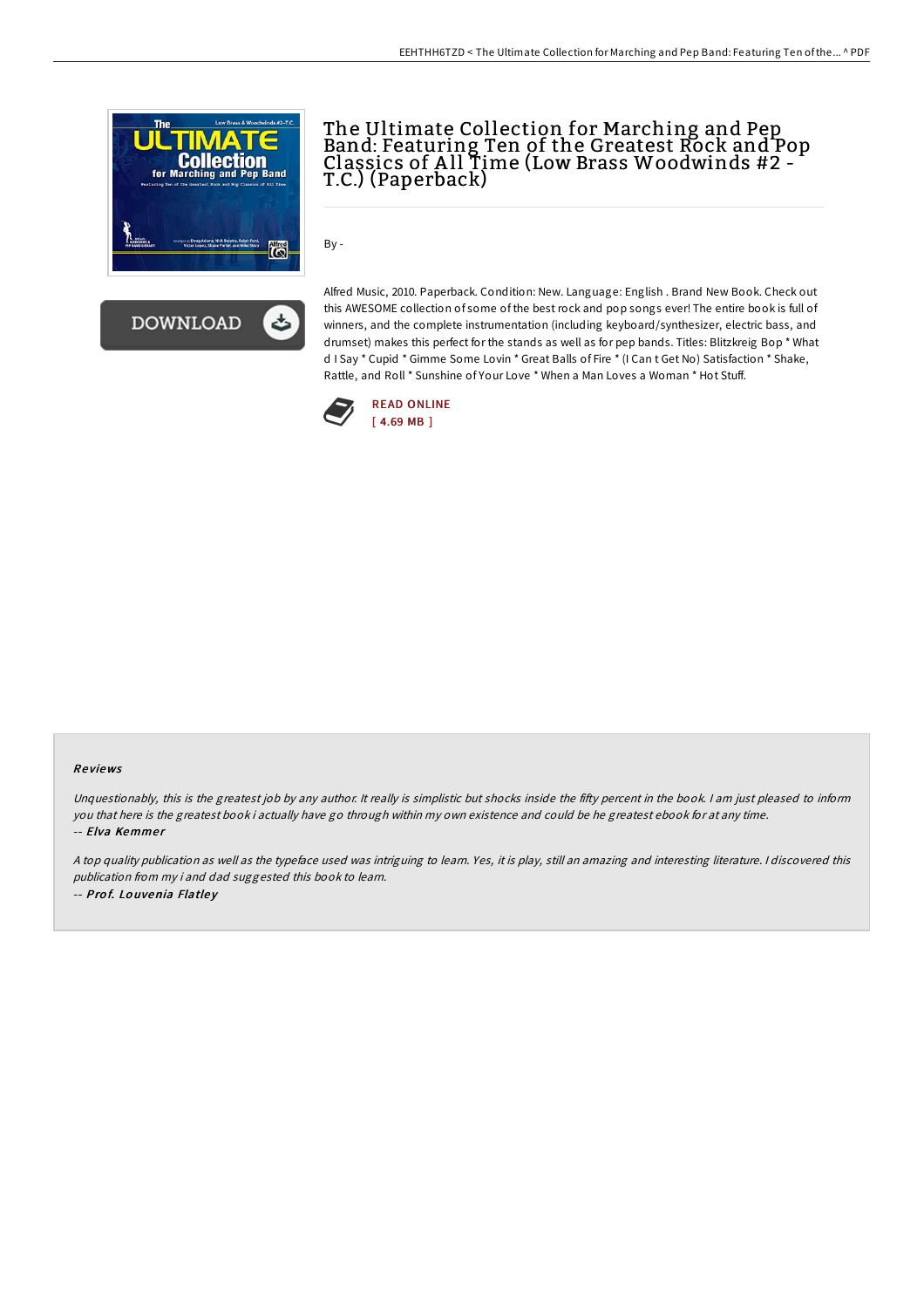# The Ultimate Collection for Marching and Pep Band: Featuring Ten of the Greatest Rock and Pop Classics of All Time (Low Brass Woodwinds #2 - T.C.) (Paperback)

By -

Alfred Music, 2010. Paperback. Condition: New. Language: English . Brand New Book. Check out this AWESOME collection of some of the best rock and pop songs ever! The entire book is full of winners, and the complete instrumentation (including keyboard/synthesizer, electric bass, and drumset) makes this perfect for the stands as well as for pep bands. Titles: Blitzkreig Bop * What d I Say * Cupid * Gimme Some Lovin * Great Balls of Fire * (I Can t Get No) Satisfaction * Shake, Rattle, and Roll * Sunshine of Your Love * When a Man Loves a Woman * Hot Stuff.

READ ONLINE
[ 4.69 MB ]

### Reviews

*Unquestionably, this is the greatest job by any author. It really is simplistic but shocks inside the fifty percent in the book. I am just pleased to inform you that here is the greatest book i actually have go through within my own existence and could be he greatest ebook for at any time.*
-- ***Elva Kemmer***

*A top quality publication as well as the typeface used was intriguing to learn. Yes, it is play, still an amazing and interesting literature. I discovered this publication from my i and dad suggested this book to learn.*
-- ***Prof. Louvenia Flatley***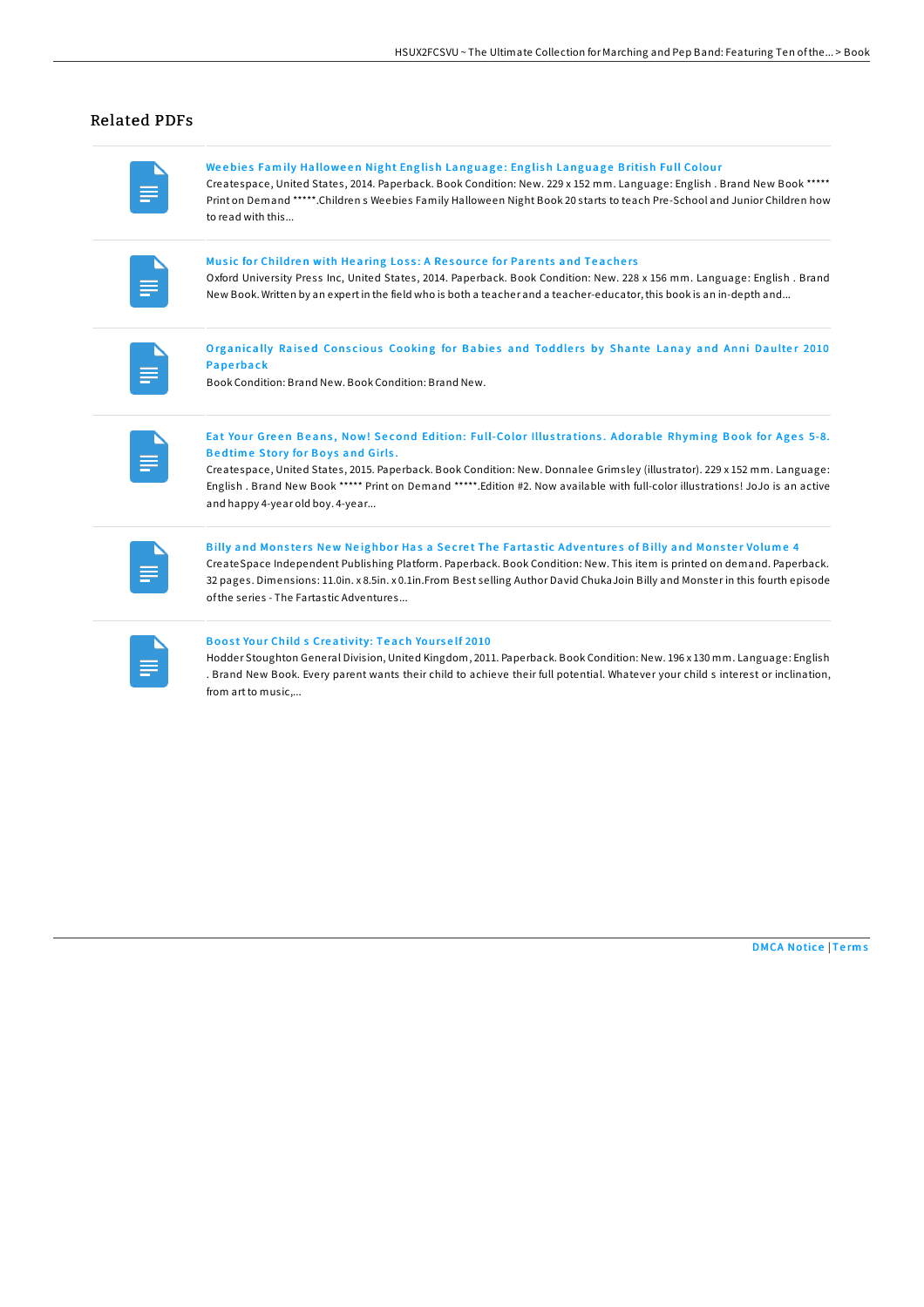## Related PDFs

**Weebies Family Halloween Night English Language: English Language British Full Colour**

Createspace, United States, 2014. Paperback. Book Condition: New. 229 x 152 mm. Language: English . Brand New Book ***** Print on Demand *****.Children s Weebies Family Halloween Night Book 20 starts to teach Pre-School and Junior Children how to read with this...

**Music for Children with Hearing Loss: A Resource for Parents and Teachers**

Oxford University Press Inc, United States, 2014. Paperback. Book Condition: New. 228 x 156 mm. Language: English . Brand New Book. Written by an expert in the field who is both a teacher and a teacher-educator, this book is an in-depth and...

**Organically Raised Conscious Cooking for Babies and Toddlers by Shante Lanay and Anni Daulter 2010 Paperback**

Book Condition: Brand New. Book Condition: Brand New.

**Eat Your Green Beans, Now! Second Edition: Full-Color Illustrations. Adorable Rhyming Book for Ages 5-8. Bedtime Story for Boys and Girls.**

Createspace, United States, 2015. Paperback. Book Condition: New. Donnalee Grimsley (illustrator). 229 x 152 mm. Language: English . Brand New Book ***** Print on Demand *****.Edition #2. Now available with full-color illustrations! JoJo is an active and happy 4-year old boy. 4-year...

**Billy and Monsters New Neighbor Has a Secret The Fartastic Adventures of Billy and Monster Volume 4**

CreateSpace Independent Publishing Platform. Paperback. Book Condition: New. This item is printed on demand. Paperback. 32 pages. Dimensions: 11.0in. x 8.5in. x 0.1in.From Best selling Author David ChukaJoin Billy and Monster in this fourth episode of the series - The Fartastic Adventures...

**Boost Your Child s Creativity: Teach Yourself 2010**

Hodder Stoughton General Division, United Kingdom, 2011. Paperback. Book Condition: New. 196 x 130 mm. Language: English . Brand New Book. Every parent wants their child to achieve their full potential. Whatever your child s interest or inclination, from art to music,...

DMCA Notice | Terms